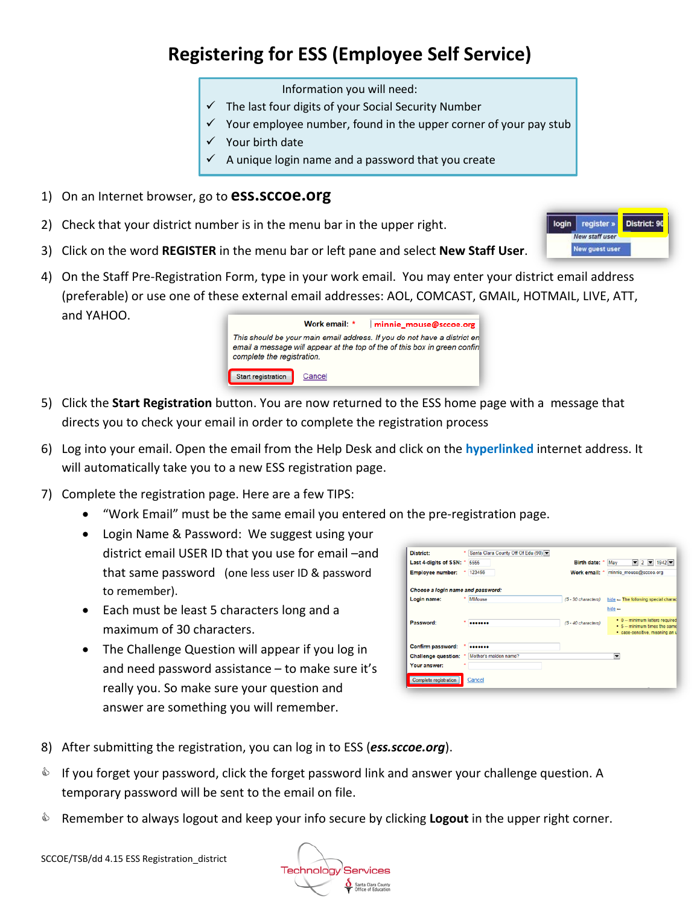# Registering for ESS (Employee Self Service)

Information you will need:

- ✓ The last four digits of your Social Security Number
- ✓ Your employee number, found in the upper corner of your pay stub
- ✓ Your birth date
- ✓ A unique login name and a password that you create

1) On an Internet browser, go to **ess.sccoe.org**
2) Check that your district number is in the menu bar in the upper right.
3) Click on the word **REGISTER** in the menu bar or left pane and select **New Staff User**.
4) On the Staff Pre-Registration Form, type in your work email. You may enter your district email address (preferable) or use one of these external email addresses: AOL, COMCAST, GMAIL, HOTMAIL, LIVE, ATT, and YAHOO.
5) Click the **Start Registration** button. You are now returned to the ESS home page with a message that directs you to check your email in order to complete the registration process
6) Log into your email. Open the email from the Help Desk and click on the **hyperlinked** internet address. It will automatically take you to a new ESS registration page.
7) Complete the registration page. Here are a few TIPS:
   - "Work Email" must be the same email you entered on the pre-registration page.
   - Login Name & Password: We suggest using your district email USER ID that you use for email –and that same password (one less user ID & password to remember).
   - Each must be least 5 characters long and a maximum of 30 characters.
   - The Challenge Question will appear if you log in and need password assistance – to make sure it's really you. So make sure your question and answer are something you will remember.
8) After submitting the registration, you can log in to ESS (***ess.sccoe.org***).

- If you forget your password, click the forget password link and answer your challenge question. A temporary password will be sent to the email on file.
- Remember to always logout and keep your info secure by clicking **Logout** in the upper right corner.

SCCOE/TSB/dd 4.15 ESS Registration_district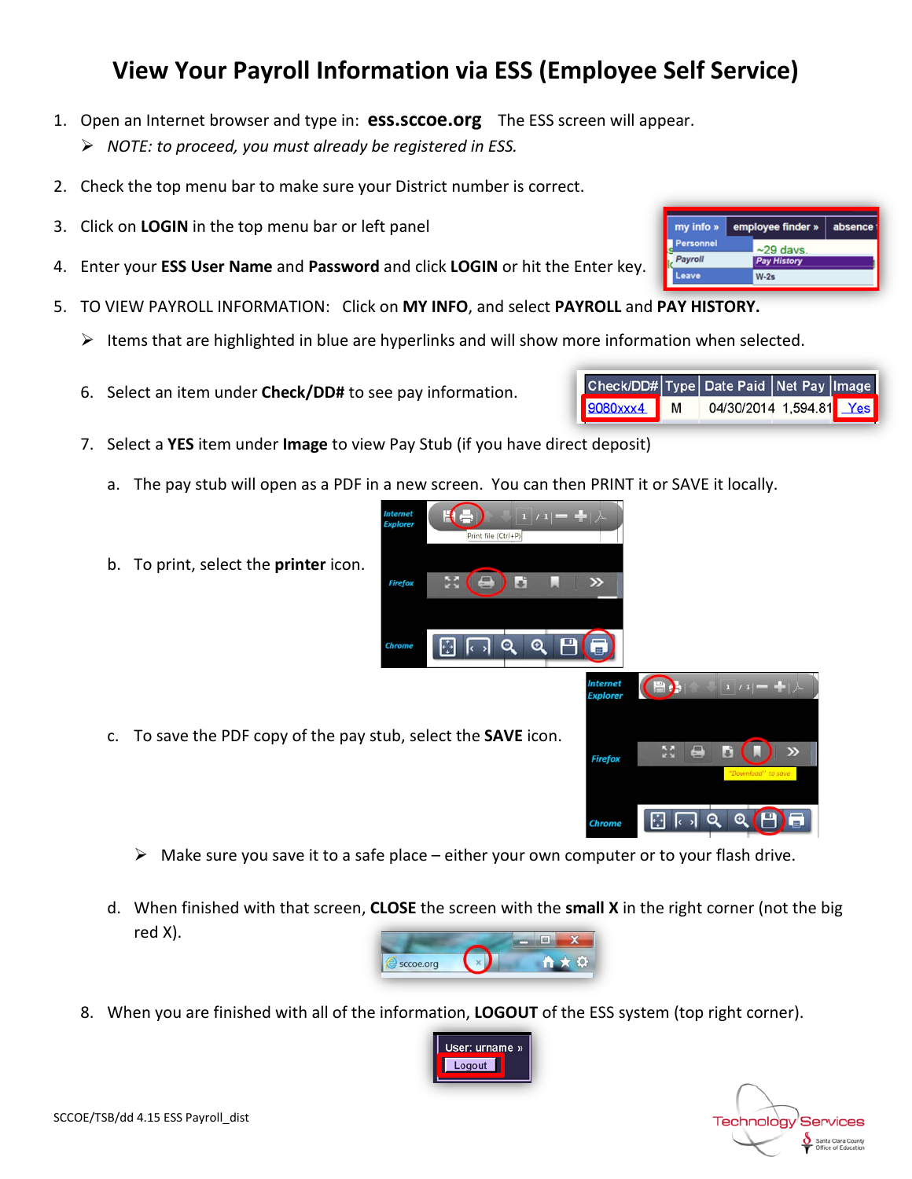# View Your Payroll Information via ESS (Employee Self Service)

1. Open an Internet browser and type in: **ess.sccoe.org** The ESS screen will appear.
   - *NOTE: to proceed, you must already be registered in ESS.*
2. Check the top menu bar to make sure your District number is correct.
3. Click on **LOGIN** in the top menu bar or left panel
4. Enter your **ESS User Name** and **Password** and click **LOGIN** or hit the Enter key.
5. TO VIEW PAYROLL INFORMATION: Click on **MY INFO**, and select **PAYROLL** and **PAY HISTORY.**
   - Items that are highlighted in blue are hyperlinks and will show more information when selected.

   6. Select an item under **Check/DD#** to see pay information.

   | Check/DD# | Type | Date Paid | Net Pay | Image |
   | --- | --- | --- | --- | --- |
   | 9080xxx4 | M | 04/30/2014 | 1,594.81 | Yes |

   7. Select a **YES** item under **Image** to view Pay Stub (if you have direct deposit)
      a. The pay stub will open as a PDF in a new screen. You can then PRINT it or SAVE it locally.
      b. To print, select the **printer** icon.
      c. To save the PDF copy of the pay stub, select the **SAVE** icon.
         - Make sure you save it to a safe place – either your own computer or to your flash drive.
      d. When finished with that screen, **CLOSE** the screen with the **small X** in the right corner (not the big red X).

   8. When you are finished with all of the information, **LOGOUT** of the ESS system (top right corner).

SCCOE/TSB/dd 4.15 ESS Payroll_dist